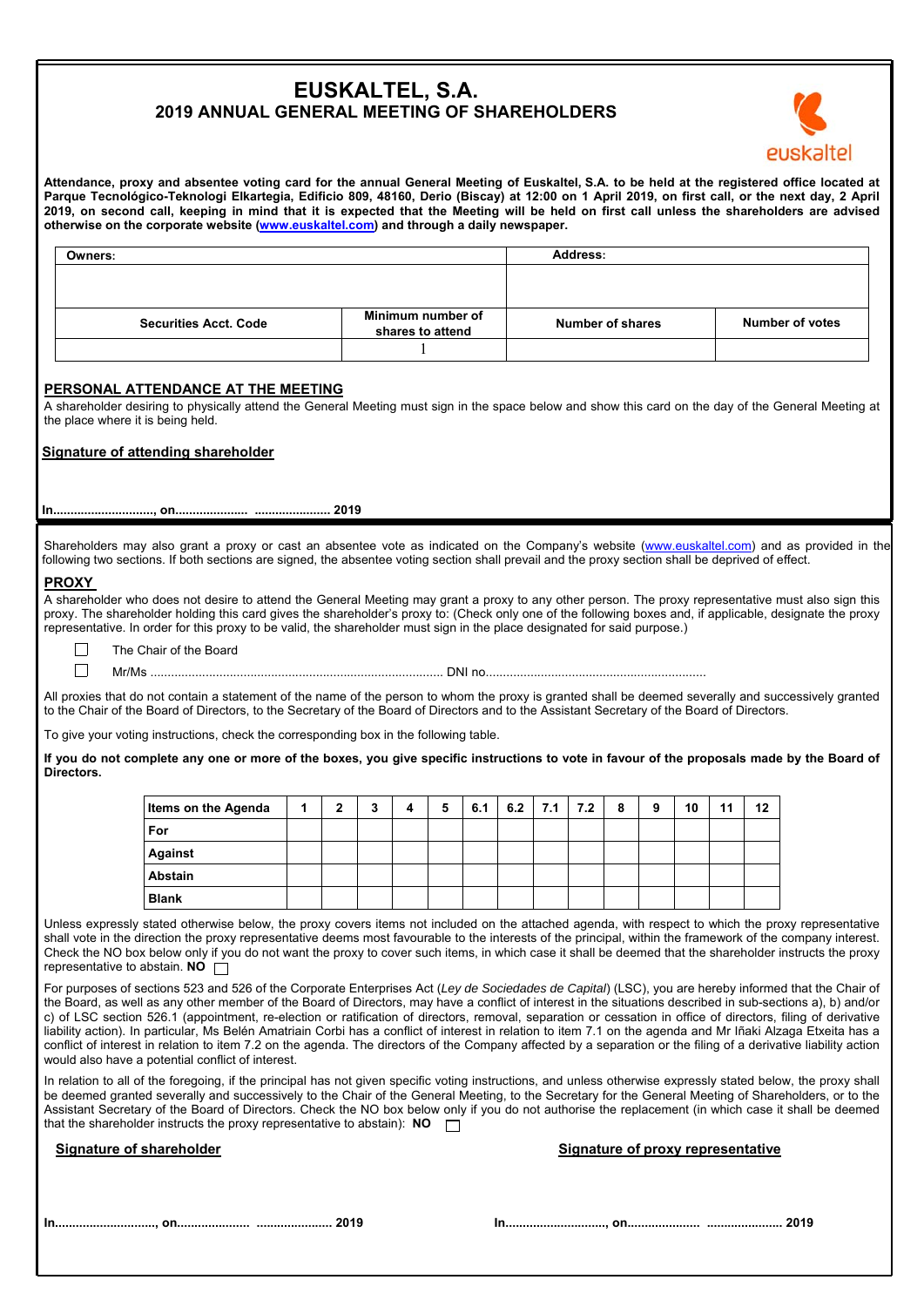# EUSKALTEL, S.A.

## 2019 ANNUAL GENERAL MEETING OF SHAREHOLDERS

**Attendance, proxy and absentee voting card for the annual General Meeting of Euskaltel, S.A. to be held at the registered office located at Parque Tecnológico-Teknologi Elkartegia, Edificio 809, 48160, Derio (Biscay) at 12:00 on 1 April 2019, on first call, or the next day, 2 April 2019, on second call, keeping in mind that it is expected that the Meeting will be held on first call unless the shareholders are advised otherwise on the corporate website (www.euskaltel.com) and through a daily newspaper.**

| Owners: | | Address: | |
|---|---|---|---|
| | | | |
| **Securities Acct. Code** | **Minimum number of shares to attend** | **Number of shares** | **Number of votes** |
| | 1 | | |

## PERSONAL ATTENDANCE AT THE MEETING

A shareholder desiring to physically attend the General Meeting must sign in the space below and show this card on the day of the General Meeting at the place where it is being held.

**Signature of attending shareholder**

**In............................., on..................... ..................... 2019**

Shareholders may also grant a proxy or cast an absentee vote as indicated on the Company's website (www.euskaltel.com) and as provided in the following two sections. If both sections are signed, the absentee voting section shall prevail and the proxy section shall be deprived of effect.

## PROXY

A shareholder who does not desire to attend the General Meeting may grant a proxy to any other person. The proxy representative must also sign this proxy. The shareholder holding this card gives the shareholder's proxy to: (Check only one of the following boxes and, if applicable, designate the proxy representative. In order for this proxy to be valid, the shareholder must sign in the place designated for said purpose.)

- ☐ The Chair of the Board
- ☐ Mr/Ms ..................................................................................... DNI no...............................................................

All proxies that do not contain a statement of the name of the person to whom the proxy is granted shall be deemed severally and successively granted to the Chair of the Board of Directors, to the Secretary of the Board of Directors and to the Assistant Secretary of the Board of Directors.

To give your voting instructions, check the corresponding box in the following table.

**If you do not complete any one or more of the boxes, you give specific instructions to vote in favour of the proposals made by the Board of Directors.**

| Items on the Agenda | 1 | 2 | 3 | 4 | 5 | 6.1 | 6.2 | 7.1 | 7.2 | 8 | 9 | 10 | 11 | 12 |
|---|---|---|---|---|---|---|---|---|---|---|---|---|---|---|
| For | | | | | | | | | | | | | | |
| Against | | | | | | | | | | | | | | |
| Abstain | | | | | | | | | | | | | | |
| Blank | | | | | | | | | | | | | | |

Unless expressly stated otherwise below, the proxy covers items not included on the attached agenda, with respect to which the proxy representative shall vote in the direction the proxy representative deems most favourable to the interests of the principal, within the framework of the company interest. Check the NO box below only if you do not want the proxy to cover such items, in which case it shall be deemed that the shareholder instructs the proxy representative to abstain. **NO** ☐

For purposes of sections 523 and 526 of the Corporate Enterprises Act (*Ley de Sociedades de Capital*) (LSC), you are hereby informed that the Chair of the Board, as well as any other member of the Board of Directors, may have a conflict of interest in the situations described in sub-sections a), b) and/or c) of LSC section 526.1 (appointment, re-election or ratification of directors, removal, separation or cessation in office of directors, filing of derivative liability action). In particular, Ms Belén Amatriain Corbi has a conflict of interest in relation to item 7.1 on the agenda and Mr Iñaki Alzaga Etxeita has a conflict of interest in relation to item 7.2 on the agenda. The directors of the Company affected by a separation or the filing of a derivative liability action would also have a potential conflict of interest.

In relation to all of the foregoing, if the principal has not given specific voting instructions, and unless otherwise expressly stated below, the proxy shall be deemed granted severally and successively to the Chair of the General Meeting, to the Secretary for the General Meeting of Shareholders, or to the Assistant Secretary of the Board of Directors. Check the NO box below only if you do not authorise the replacement (in which case it shall be deemed that the shareholder instructs the proxy representative to abstain): **NO** ☐

**Signature of shareholder**

**In............................., on..................... ..................... 2019**

**Signature of proxy representative**

**In............................., on..................... ..................... 2019**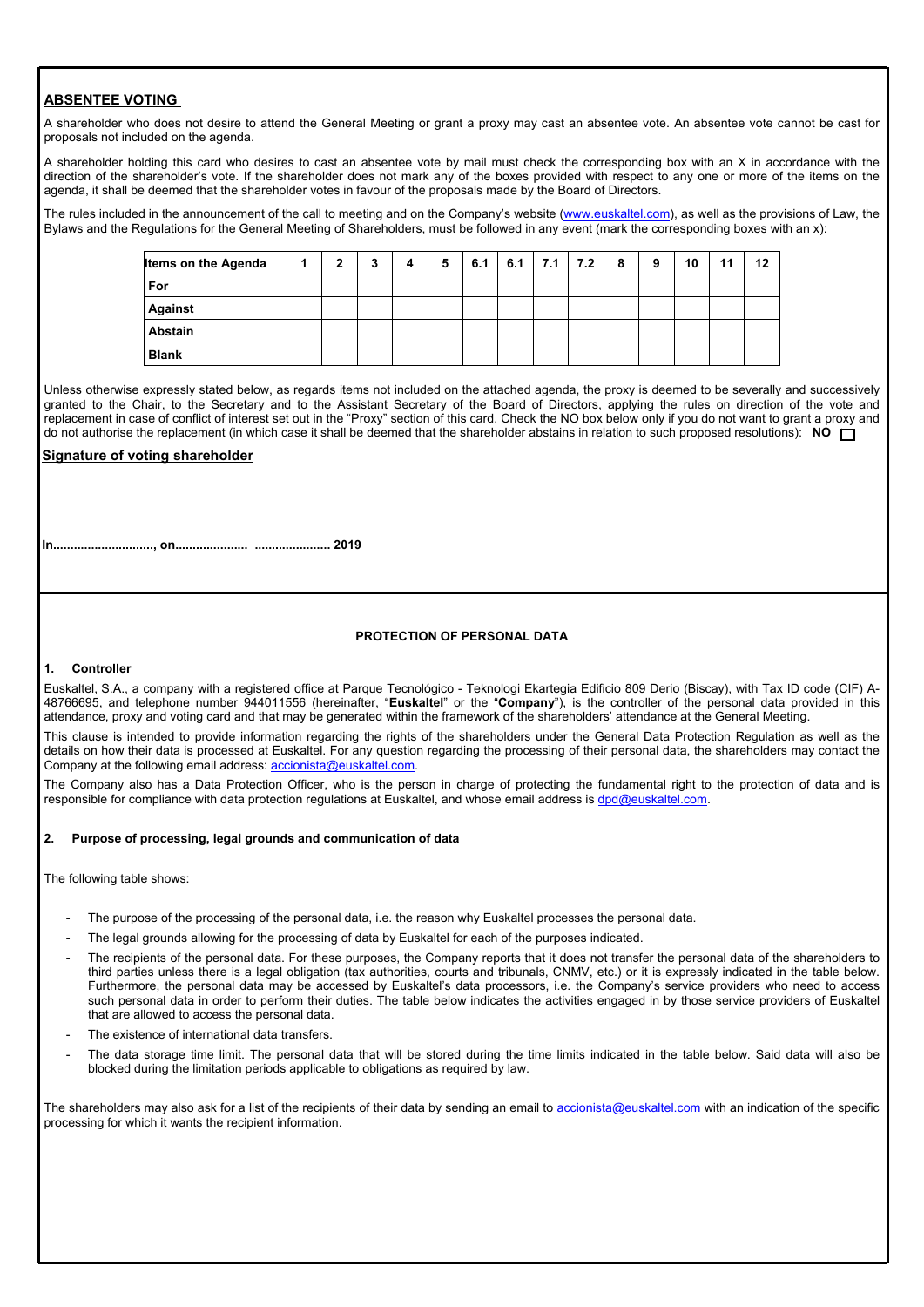## ABSENTEE VOTING

A shareholder who does not desire to attend the General Meeting or grant a proxy may cast an absentee vote. An absentee vote cannot be cast for proposals not included on the agenda.

A shareholder holding this card who desires to cast an absentee vote by mail must check the corresponding box with an X in accordance with the direction of the shareholder's vote. If the shareholder does not mark any of the boxes provided with respect to any one or more of the items on the agenda, it shall be deemed that the shareholder votes in favour of the proposals made by the Board of Directors.

The rules included in the announcement of the call to meeting and on the Company's website (www.euskaltel.com), as well as the provisions of Law, the Bylaws and the Regulations for the General Meeting of Shareholders, must be followed in any event (mark the corresponding boxes with an x):

| Items on the Agenda | 1 | 2 | 3 | 4 | 5 | 6.1 | 6.1 | 7.1 | 7.2 | 8 | 9 | 10 | 11 | 12 |
|---|---|---|---|---|---|---|---|---|---|---|---|---|---|---|
| For | | | | | | | | | | | | | | |
| Against | | | | | | | | | | | | | | |
| Abstain | | | | | | | | | | | | | | |
| Blank | | | | | | | | | | | | | | |

Unless otherwise expressly stated below, as regards items not included on the attached agenda, the proxy is deemed to be severally and successively granted to the Chair, to the Secretary and to the Assistant Secretary of the Board of Directors, applying the rules on direction of the vote and replacement in case of conflict of interest set out in the "Proxy" section of this card. Check the NO box below only if you do not want to grant a proxy and do not authorise the replacement (in which case it shall be deemed that the shareholder abstains in relation to such proposed resolutions): **NO** ☐

**Signature of voting shareholder**

**In.............................., on..................... ...................... 2019**

**PROTECTION OF PERSONAL DATA**

**1. Controller**

Euskaltel, S.A., a company with a registered office at Parque Tecnológico - Teknologi Ekartegia Edificio 809 Derio (Biscay), with Tax ID code (CIF) A-48766695, and telephone number 944011556 (hereinafter, "**Euskaltel**" or the "**Company**"), is the controller of the personal data provided in this attendance, proxy and voting card and that may be generated within the framework of the shareholders' attendance at the General Meeting.

This clause is intended to provide information regarding the rights of the shareholders under the General Data Protection Regulation as well as the details on how their data is processed at Euskaltel. For any question regarding the processing of their personal data, the shareholders may contact the Company at the following email address: accionista@euskaltel.com.

The Company also has a Data Protection Officer, who is the person in charge of protecting the fundamental right to the protection of data and is responsible for compliance with data protection regulations at Euskaltel, and whose email address is dpd@euskaltel.com.

**2. Purpose of processing, legal grounds and communication of data**

The following table shows:

- The purpose of the processing of the personal data, i.e. the reason why Euskaltel processes the personal data.
- The legal grounds allowing for the processing of data by Euskaltel for each of the purposes indicated.
- The recipients of the personal data. For these purposes, the Company reports that it does not transfer the personal data of the shareholders to third parties unless there is a legal obligation (tax authorities, courts and tribunals, CNMV, etc.) or it is expressly indicated in the table below. Furthermore, the personal data may be accessed by Euskaltel's data processors, i.e. the Company's service providers who need to access such personal data in order to perform their duties. The table below indicates the activities engaged in by those service providers of Euskaltel that are allowed to access the personal data.
- The existence of international data transfers.
- The data storage time limit. The personal data that will be stored during the time limits indicated in the table below. Said data will also be blocked during the limitation periods applicable to obligations as required by law.

The shareholders may also ask for a list of the recipients of their data by sending an email to accionista@euskaltel.com with an indication of the specific processing for which it wants the recipient information.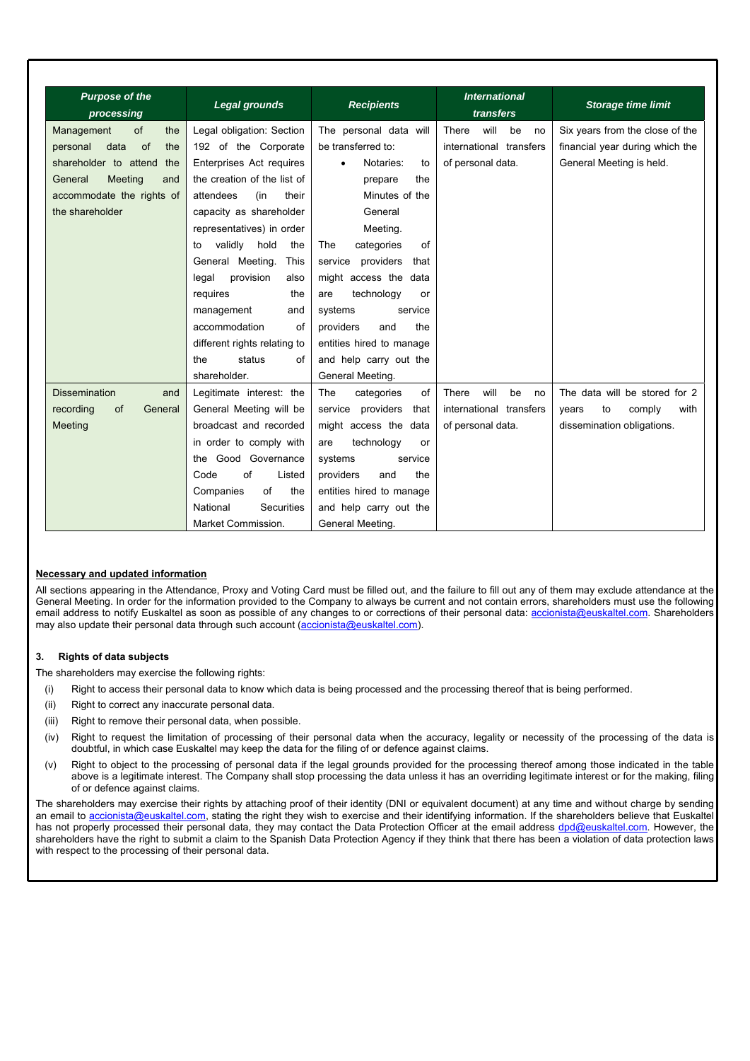| Purpose of the processing | Legal grounds | Recipients | International transfers | Storage time limit |
|---|---|---|---|---|
| Management of the personal data of the shareholder to attend the General Meeting and accommodate the rights of the shareholder | Legal obligation: Section 192 of the Corporate Enterprises Act requires the creation of the list of attendees (in their capacity as shareholder representatives) in order to validly hold the General Meeting. This legal provision also requires the management and accommodation of different rights relating to the status of shareholder. | The personal data will be transferred to: <br>• Notaries: to prepare the Minutes of the General Meeting. <br>The categories of service providers that might access the data are technology or systems service providers and the entities hired to manage and help carry out the General Meeting. | There will be no international transfers of personal data. | Six years from the close of the financial year during which the General Meeting is held. |
| Dissemination and recording of General Meeting | Legitimate interest: the General Meeting will be broadcast and recorded in order to comply with the Good Governance Code of Listed Companies of the National Securities Market Commission. | The categories of service providers that might access the data are technology or systems service providers and the entities hired to manage and help carry out the General Meeting. | There will be no international transfers of personal data. | The data will be stored for 2 years to comply with dissemination obligations. |

**Necessary and updated information**

All sections appearing in the Attendance, Proxy and Voting Card must be filled out, and the failure to fill out any of them may exclude attendance at the General Meeting. In order for the information provided to the Company to always be current and not contain errors, shareholders must use the following email address to notify Euskaltel as soon as possible of any changes to or corrections of their personal data: accionista@euskaltel.com. Shareholders may also update their personal data through such account (accionista@euskaltel.com).

### 3. Rights of data subjects

The shareholders may exercise the following rights:

(i) Right to access their personal data to know which data is being processed and the processing thereof that is being performed.

(ii) Right to correct any inaccurate personal data.

(iii) Right to remove their personal data, when possible.

(iv) Right to request the limitation of processing of their personal data when the accuracy, legality or necessity of the processing of the data is doubtful, in which case Euskaltel may keep the data for the filing of or defence against claims.

(v) Right to object to the processing of personal data if the legal grounds provided for the processing thereof among those indicated in the table above is a legitimate interest. The Company shall stop processing the data unless it has an overriding legitimate interest or for the making, filing of or defence against claims.

The shareholders may exercise their rights by attaching proof of their identity (DNI or equivalent document) at any time and without charge by sending an email to accionista@euskaltel.com, stating the right they wish to exercise and their identifying information. If the shareholders believe that Euskaltel has not properly processed their personal data, they may contact the Data Protection Officer at the email address dpd@euskaltel.com. However, the shareholders have the right to submit a claim to the Spanish Data Protection Agency if they think that there has been a violation of data protection laws with respect to the processing of their personal data.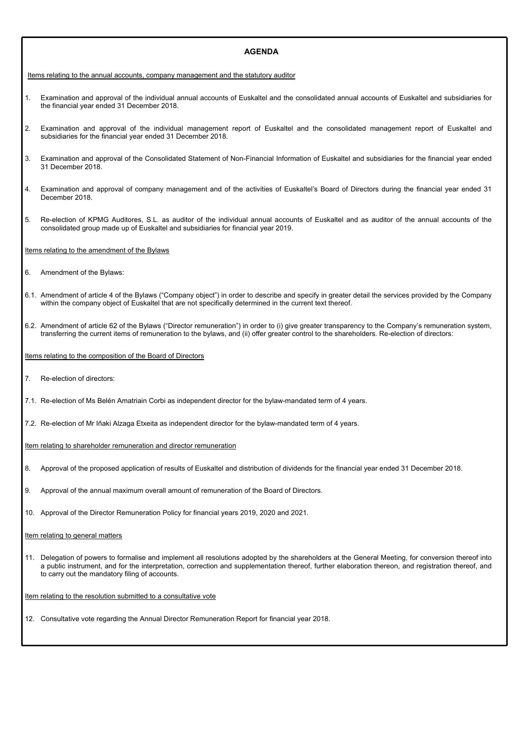# AGENDA

Items relating to the annual accounts, company management and the statutory auditor

1. Examination and approval of the individual annual accounts of Euskaltel and the consolidated annual accounts of Euskaltel and subsidiaries for the financial year ended 31 December 2018.

2. Examination and approval of the individual management report of Euskaltel and the consolidated management report of Euskaltel and subsidiaries for the financial year ended 31 December 2018.

3. Examination and approval of the Consolidated Statement of Non-Financial Information of Euskaltel and subsidiaries for the financial year ended 31 December 2018.

4. Examination and approval of company management and of the activities of Euskaltel's Board of Directors during the financial year ended 31 December 2018.

5. Re-election of KPMG Auditores, S.L. as auditor of the individual annual accounts of Euskaltel and as auditor of the annual accounts of the consolidated group made up of Euskaltel and subsidiaries for financial year 2019.

Items relating to the amendment of the Bylaws

6. Amendment of the Bylaws:

6.1. Amendment of article 4 of the Bylaws ("Company object") in order to describe and specify in greater detail the services provided by the Company within the company object of Euskaltel that are not specifically determined in the current text thereof.

6.2. Amendment of article 62 of the Bylaws ("Director remuneration") in order to (i) give greater transparency to the Company's remuneration system, transferring the current items of remuneration to the bylaws, and (ii) offer greater control to the shareholders. Re-election of directors:

Items relating to the composition of the Board of Directors

7. Re-election of directors:

7.1. Re-election of Ms Belén Amatriain Corbi as independent director for the bylaw-mandated term of 4 years.

7.2. Re-election of Mr Iñaki Alzaga Etxeita as independent director for the bylaw-mandated term of 4 years.

Item relating to shareholder remuneration and director remuneration

8. Approval of the proposed application of results of Euskaltel and distribution of dividends for the financial year ended 31 December 2018.

9. Approval of the annual maximum overall amount of remuneration of the Board of Directors.

10. Approval of the Director Remuneration Policy for financial years 2019, 2020 and 2021.

Item relating to general matters

11. Delegation of powers to formalise and implement all resolutions adopted by the shareholders at the General Meeting, for conversion thereof into a public instrument, and for the interpretation, correction and supplementation thereof, further elaboration thereon, and registration thereof, and to carry out the mandatory filing of accounts.

Item relating to the resolution submitted to a consultative vote

12. Consultative vote regarding the Annual Director Remuneration Report for financial year 2018.